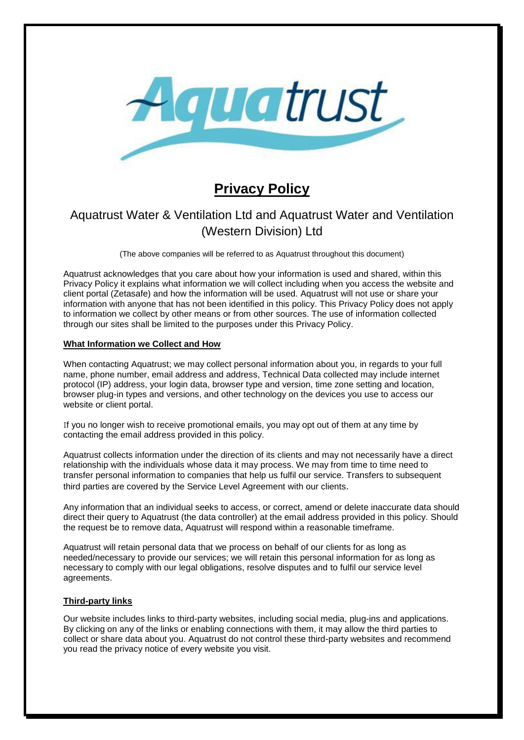# Privacy Policy

## Aquatrust Water & Ventilation Ltd and Aquatrust Water and Ventilation (Western Division) Ltd

(The above companies will be referred to as Aquatrust throughout this document)

Aquatrust acknowledges that you care about how your information is used and shared, within this Privacy Policy it explains what information we will collect including when you access the website and client portal (Zetasafe) and how the information will be used. Aquatrust will not use or share your information with anyone that has not been identified in this policy. This Privacy Policy does not apply to information we collect by other means or from other sources. The use of information collected through our sites shall be limited to the purposes under this Privacy Policy.

### What Information we Collect and How

When contacting Aquatrust; we may collect personal information about you, in regards to your full name, phone number, email address and address, Technical Data collected may include internet protocol (IP) address, your login data, browser type and version, time zone setting and location, browser plug-in types and versions, and other technology on the devices you use to access our website or client portal.

If you no longer wish to receive promotional emails, you may opt out of them at any time by contacting the email address provided in this policy.

Aquatrust collects information under the direction of its clients and may not necessarily have a direct relationship with the individuals whose data it may process. We may from time to time need to transfer personal information to companies that help us fulfil our service. Transfers to subsequent third parties are covered by the Service Level Agreement with our clients.

Any information that an individual seeks to access, or correct, amend or delete inaccurate data should direct their query to Aquatrust (the data controller) at the email address provided in this policy. Should the request be to remove data, Aquatrust will respond within a reasonable timeframe.

Aquatrust will retain personal data that we process on behalf of our clients for as long as needed/necessary to provide our services; we will retain this personal information for as long as necessary to comply with our legal obligations, resolve disputes and to fulfil our service level agreements.

### Third-party links

Our website includes links to third-party websites, including social media, plug-ins and applications. By clicking on any of the links or enabling connections with them, it may allow the third parties to collect or share data about you. Aquatrust do not control these third-party websites and recommend you read the privacy notice of every website you visit.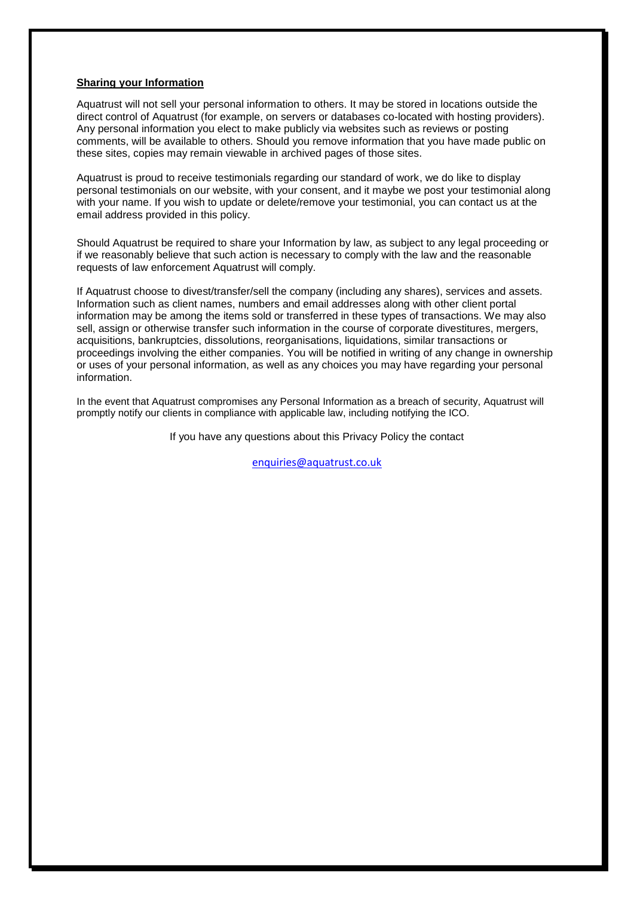**Sharing your Information**

Aquatrust will not sell your personal information to others. It may be stored in locations outside the direct control of Aquatrust (for example, on servers or databases co-located with hosting providers). Any personal information you elect to make publicly via websites such as reviews or posting comments, will be available to others. Should you remove information that you have made public on these sites, copies may remain viewable in archived pages of those sites.

Aquatrust is proud to receive testimonials regarding our standard of work, we do like to display personal testimonials on our website, with your consent, and it maybe we post your testimonial along with your name. If you wish to update or delete/remove your testimonial, you can contact us at the email address provided in this policy.

Should Aquatrust be required to share your Information by law, as subject to any legal proceeding or if we reasonably believe that such action is necessary to comply with the law and the reasonable requests of law enforcement Aquatrust will comply.

If Aquatrust choose to divest/transfer/sell the company (including any shares), services and assets. Information such as client names, numbers and email addresses along with other client portal information may be among the items sold or transferred in these types of transactions. We may also sell, assign or otherwise transfer such information in the course of corporate divestitures, mergers, acquisitions, bankruptcies, dissolutions, reorganisations, liquidations, similar transactions or proceedings involving the either companies. You will be notified in writing of any change in ownership or uses of your personal information, as well as any choices you may have regarding your personal information.

In the event that Aquatrust compromises any Personal Information as a breach of security, Aquatrust will promptly notify our clients in compliance with applicable law, including notifying the ICO.

If you have any questions about this Privacy Policy the contact

enquiries@aquatrust.co.uk